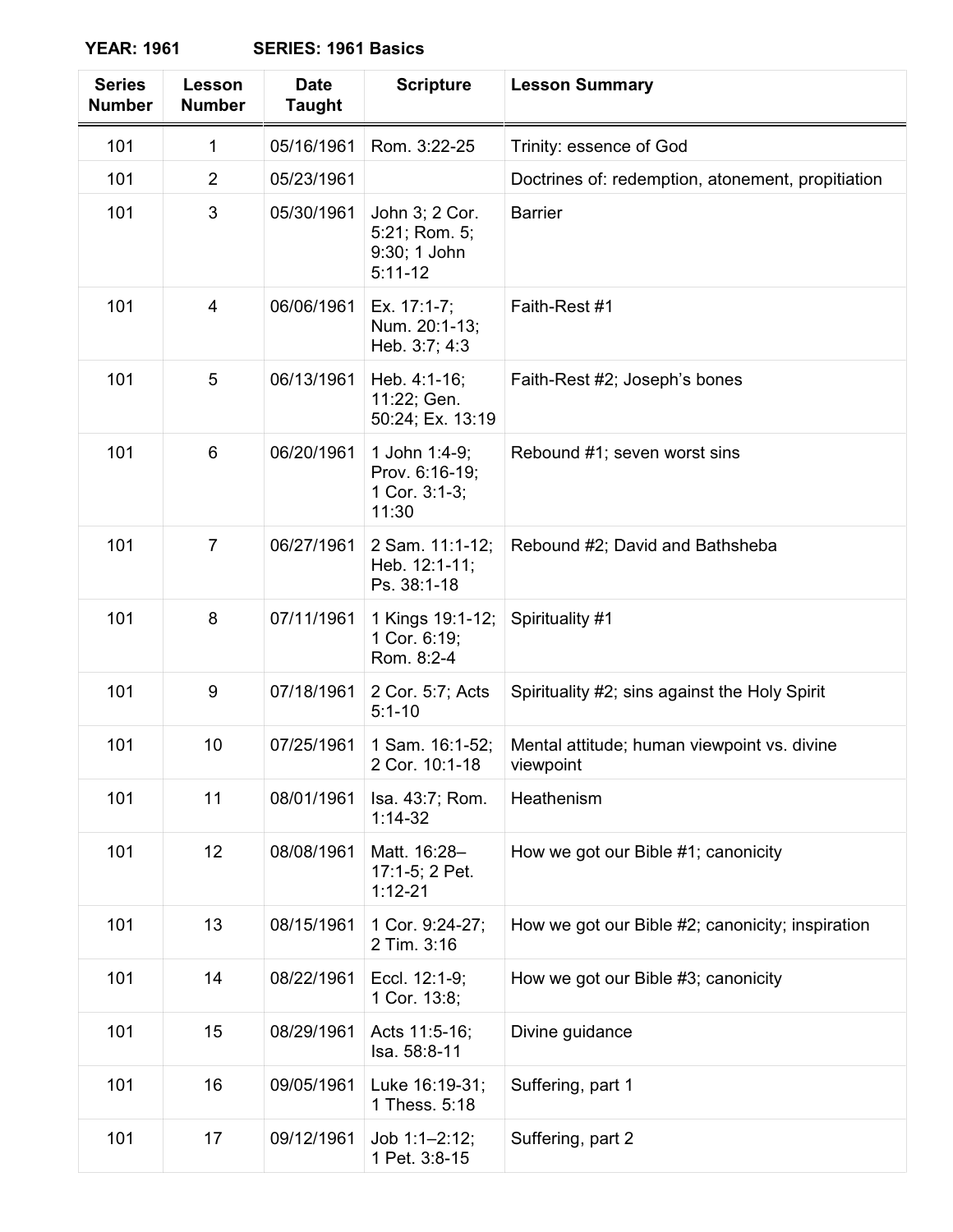**YEAR: 1961 SERIES: 1961 Basics**

| Series Number | Lesson Number | Date Taught | Scripture | Lesson Summary |
|---|---|---|---|---|
| 101 | 1 | 05/16/1961 | Rom. 3:22-25 | Trinity: essence of God |
| 101 | 2 | 05/23/1961 | | Doctrines of: redemption, atonement, propitiation |
| 101 | 3 | 05/30/1961 | John 3; 2 Cor. 5:21; Rom. 5; 9:30; 1 John 5:11-12 | Barrier |
| 101 | 4 | 06/06/1961 | Ex. 17:1-7; Num. 20:1-13; Heb. 3:7; 4:3 | Faith-Rest #1 |
| 101 | 5 | 06/13/1961 | Heb. 4:1-16; 11:22; Gen. 50:24; Ex. 13:19 | Faith-Rest #2; Joseph’s bones |
| 101 | 6 | 06/20/1961 | 1 John 1:4-9; Prov. 6:16-19; 1 Cor. 3:1-3; 11:30 | Rebound #1; seven worst sins |
| 101 | 7 | 06/27/1961 | 2 Sam. 11:1-12; Heb. 12:1-11; Ps. 38:1-18 | Rebound #2; David and Bathsheba |
| 101 | 8 | 07/11/1961 | 1 Kings 19:1-12; 1 Cor. 6:19; Rom. 8:2-4 | Spirituality #1 |
| 101 | 9 | 07/18/1961 | 2 Cor. 5:7; Acts 5:1-10 | Spirituality #2; sins against the Holy Spirit |
| 101 | 10 | 07/25/1961 | 1 Sam. 16:1-52; 2 Cor. 10:1-18 | Mental attitude; human viewpoint vs. divine viewpoint |
| 101 | 11 | 08/01/1961 | Isa. 43:7; Rom. 1:14-32 | Heathenism |
| 101 | 12 | 08/08/1961 | Matt. 16:28–17:1-5; 2 Pet. 1:12-21 | How we got our Bible #1; canonicity |
| 101 | 13 | 08/15/1961 | 1 Cor. 9:24-27; 2 Tim. 3:16 | How we got our Bible #2; canonicity; inspiration |
| 101 | 14 | 08/22/1961 | Eccl. 12:1-9; 1 Cor. 13:8; | How we got our Bible #3; canonicity |
| 101 | 15 | 08/29/1961 | Acts 11:5-16; Isa. 58:8-11 | Divine guidance |
| 101 | 16 | 09/05/1961 | Luke 16:19-31; 1 Thess. 5:18 | Suffering, part 1 |
| 101 | 17 | 09/12/1961 | Job 1:1–2:12; 1 Pet. 3:8-15 | Suffering, part 2 |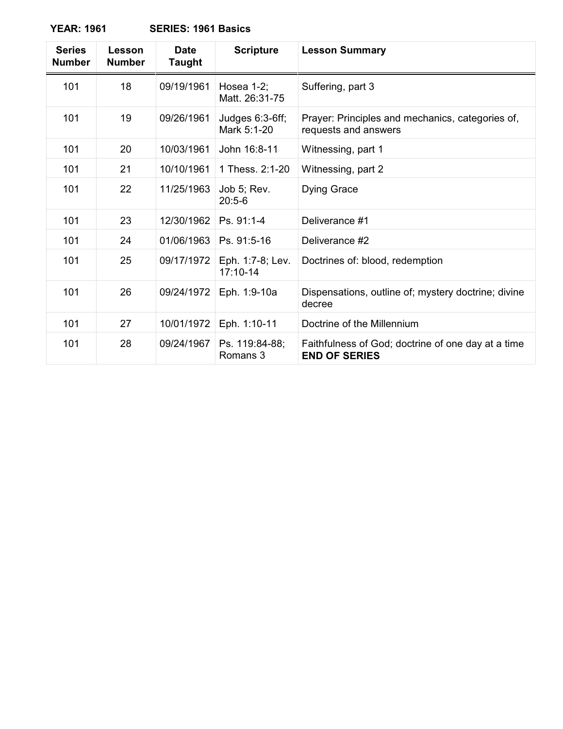**YEAR: 1961 SERIES: 1961 Basics**

| Series Number | Lesson Number | Date Taught | Scripture | Lesson Summary |
|---|---|---|---|---|
| 101 | 18 | 09/19/1961 | Hosea 1-2; Matt. 26:31-75 | Suffering, part 3 |
| 101 | 19 | 09/26/1961 | Judges 6:3-6ff; Mark 5:1-20 | Prayer: Principles and mechanics, categories of, requests and answers |
| 101 | 20 | 10/03/1961 | John 16:8-11 | Witnessing, part 1 |
| 101 | 21 | 10/10/1961 | 1 Thess. 2:1-20 | Witnessing, part 2 |
| 101 | 22 | 11/25/1963 | Job 5; Rev. 20:5-6 | Dying Grace |
| 101 | 23 | 12/30/1962 | Ps. 91:1-4 | Deliverance #1 |
| 101 | 24 | 01/06/1963 | Ps. 91:5-16 | Deliverance #2 |
| 101 | 25 | 09/17/1972 | Eph. 1:7-8; Lev. 17:10-14 | Doctrines of: blood, redemption |
| 101 | 26 | 09/24/1972 | Eph. 1:9-10a | Dispensations, outline of; mystery doctrine; divine decree |
| 101 | 27 | 10/01/1972 | Eph. 1:10-11 | Doctrine of the Millennium |
| 101 | 28 | 09/24/1967 | Ps. 119:84-88; Romans 3 | Faithfulness of God; doctrine of one day at a time **END OF SERIES** |